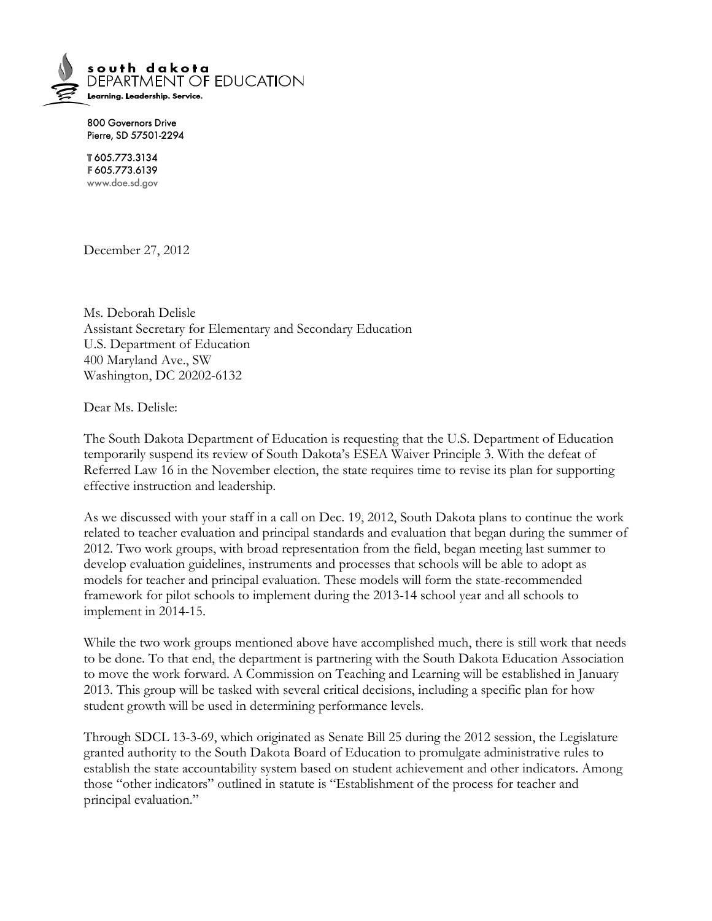south dakota
DEPARTMENT OF EDUCATION
Learning. Leadership. Service.

800 Governors Drive
Pierre, SD 57501-2294

T 605.773.3134
F 605.773.6139
www.doe.sd.gov

December 27, 2012

Ms. Deborah Delisle
Assistant Secretary for Elementary and Secondary Education
U.S. Department of Education
400 Maryland Ave., SW
Washington, DC 20202-6132

Dear Ms. Delisle:

The South Dakota Department of Education is requesting that the U.S. Department of Education temporarily suspend its review of South Dakota's ESEA Waiver Principle 3. With the defeat of Referred Law 16 in the November election, the state requires time to revise its plan for supporting effective instruction and leadership.

As we discussed with your staff in a call on Dec. 19, 2012, South Dakota plans to continue the work related to teacher evaluation and principal standards and evaluation that began during the summer of 2012. Two work groups, with broad representation from the field, began meeting last summer to develop evaluation guidelines, instruments and processes that schools will be able to adopt as models for teacher and principal evaluation. These models will form the state-recommended framework for pilot schools to implement during the 2013-14 school year and all schools to implement in 2014-15.

While the two work groups mentioned above have accomplished much, there is still work that needs to be done. To that end, the department is partnering with the South Dakota Education Association to move the work forward. A Commission on Teaching and Learning will be established in January 2013. This group will be tasked with several critical decisions, including a specific plan for how student growth will be used in determining performance levels.

Through SDCL 13-3-69, which originated as Senate Bill 25 during the 2012 session, the Legislature granted authority to the South Dakota Board of Education to promulgate administrative rules to establish the state accountability system based on student achievement and other indicators. Among those "other indicators" outlined in statute is "Establishment of the process for teacher and principal evaluation."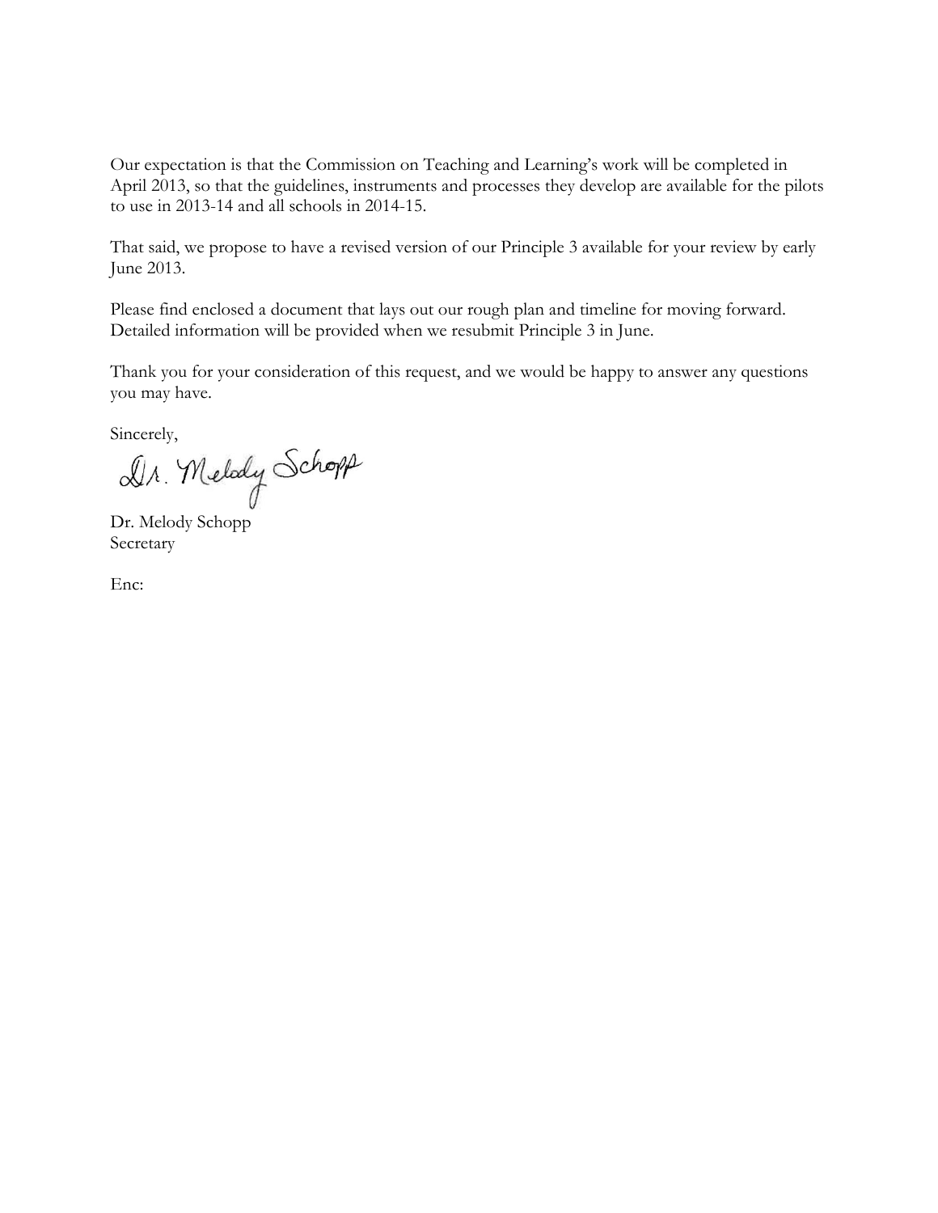Our expectation is that the Commission on Teaching and Learning's work will be completed in April 2013, so that the guidelines, instruments and processes they develop are available for the pilots to use in 2013-14 and all schools in 2014-15.

That said, we propose to have a revised version of our Principle 3 available for your review by early June 2013.

Please find enclosed a document that lays out our rough plan and timeline for moving forward. Detailed information will be provided when we resubmit Principle 3 in June.

Thank you for your consideration of this request, and we would be happy to answer any questions you may have.

Sincerely,

Dr. Melody Schopp

Dr. Melody Schopp  
Secretary

Enc: